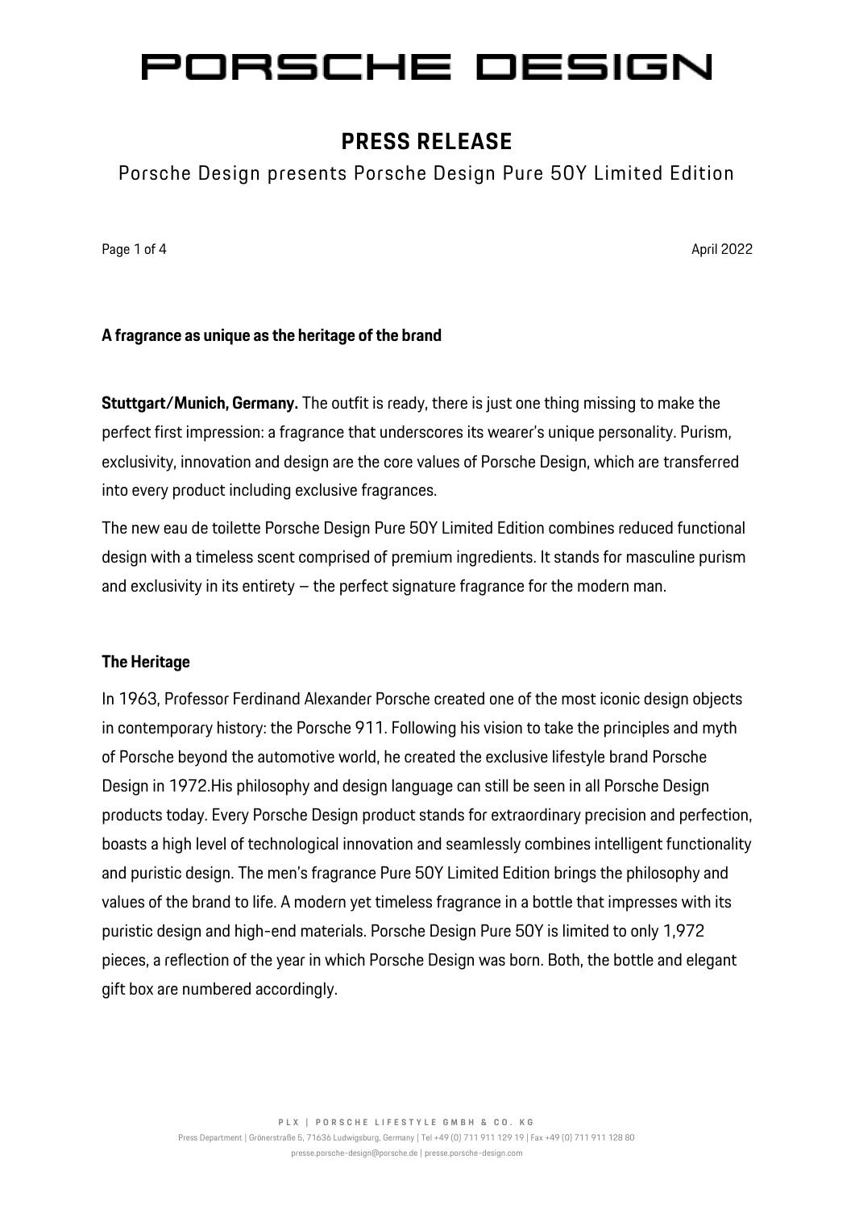# PORSCHE DESIGN

## PRESS RELEASE

Porsche Design presents Porsche Design Pure 50Y Limited Edition

April 2022

**A fragrance as unique as the heritage of the brand**

**Stuttgart/Munich, Germany.** The outfit is ready, there is just one thing missing to make the perfect first impression: a fragrance that underscores its wearer's unique personality. Purism, exclusivity, innovation and design are the core values of Porsche Design, which are transferred into every product including exclusive fragrances.

The new eau de toilette Porsche Design Pure 50Y Limited Edition combines reduced functional design with a timeless scent comprised of premium ingredients. It stands for masculine purism and exclusivity in its entirety – the perfect signature fragrance for the modern man.

**The Heritage**

In 1963, Professor Ferdinand Alexander Porsche created one of the most iconic design objects in contemporary history: the Porsche 911. Following his vision to take the principles and myth of Porsche beyond the automotive world, he created the exclusive lifestyle brand Porsche Design in 1972.His philosophy and design language can still be seen in all Porsche Design products today. Every Porsche Design product stands for extraordinary precision and perfection, boasts a high level of technological innovation and seamlessly combines intelligent functionality and puristic design. The men's fragrance Pure 50Y Limited Edition brings the philosophy and values of the brand to life. A modern yet timeless fragrance in a bottle that impresses with its puristic design and high-end materials. Porsche Design Pure 50Y is limited to only 1,972 pieces, a reflection of the year in which Porsche Design was born. Both, the bottle and elegant gift box are numbered accordingly.

PLX | PORSCHE LIFESTYLE GMBH & CO. KG
Press Department | Grönerstraße 5, 71636 Ludwigsburg, Germany | Tel +49 (0) 711 911 129 19 | Fax +49 (0) 711 911 128 80
presse.porsche-design@porsche.de | presse.porsche-design.com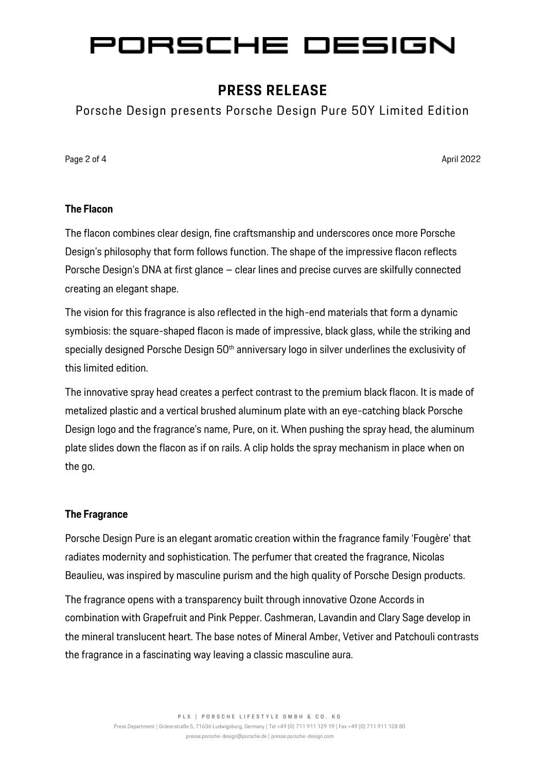## The Flacon

The flacon combines clear design, fine craftsmanship and underscores once more Porsche Design's philosophy that form follows function. The shape of the impressive flacon reflects Porsche Design's DNA at first glance – clear lines and precise curves are skilfully connected creating an elegant shape.

The vision for this fragrance is also reflected in the high-end materials that form a dynamic symbiosis: the square-shaped flacon is made of impressive, black glass, while the striking and specially designed Porsche Design 50th anniversary logo in silver underlines the exclusivity of this limited edition.

The innovative spray head creates a perfect contrast to the premium black flacon. It is made of metalized plastic and a vertical brushed aluminum plate with an eye-catching black Porsche Design logo and the fragrance's name, Pure, on it. When pushing the spray head, the aluminum plate slides down the flacon as if on rails. A clip holds the spray mechanism in place when on the go.

## The Fragrance

Porsche Design Pure is an elegant aromatic creation within the fragrance family 'Fougère' that radiates modernity and sophistication. The perfumer that created the fragrance, Nicolas Beaulieu, was inspired by masculine purism and the high quality of Porsche Design products.

The fragrance opens with a transparency built through innovative Ozone Accords in combination with Grapefruit and Pink Pepper. Cashmeran, Lavandin and Clary Sage develop in the mineral translucent heart. The base notes of Mineral Amber, Vetiver and Patchouli contrasts the fragrance in a fascinating way leaving a classic masculine aura.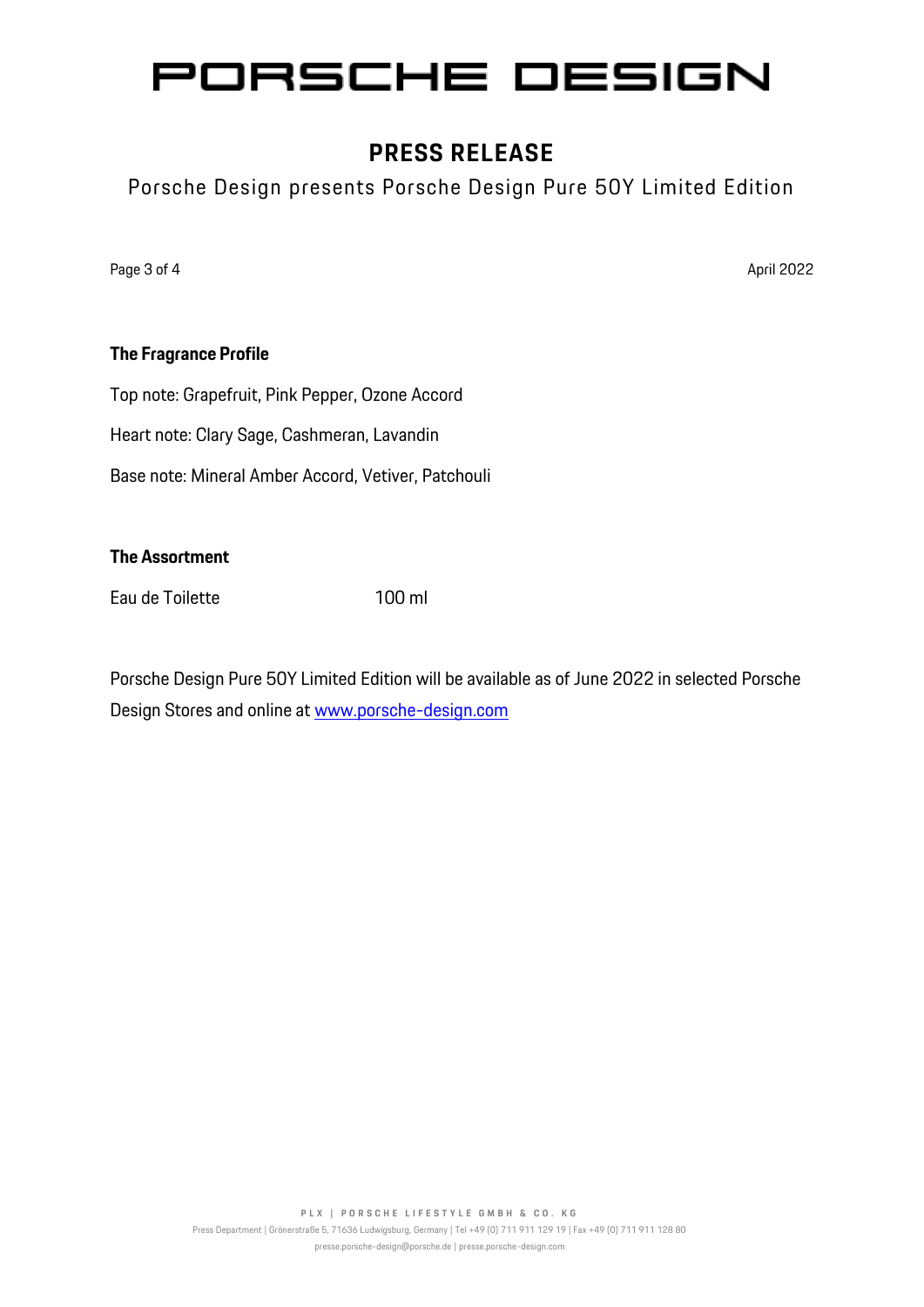## The Fragrance Profile

Top note: Grapefruit, Pink Pepper, Ozone Accord

Heart note: Clary Sage, Cashmeran, Lavandin

Base note: Mineral Amber Accord, Vetiver, Patchouli

## The Assortment

| Eau de Toilette | 100 ml |
| --- | --- |

Porsche Design Pure 50Y Limited Edition will be available as of June 2022 in selected Porsche Design Stores and online at [www.porsche-design.com](http://www.porsche-design.com)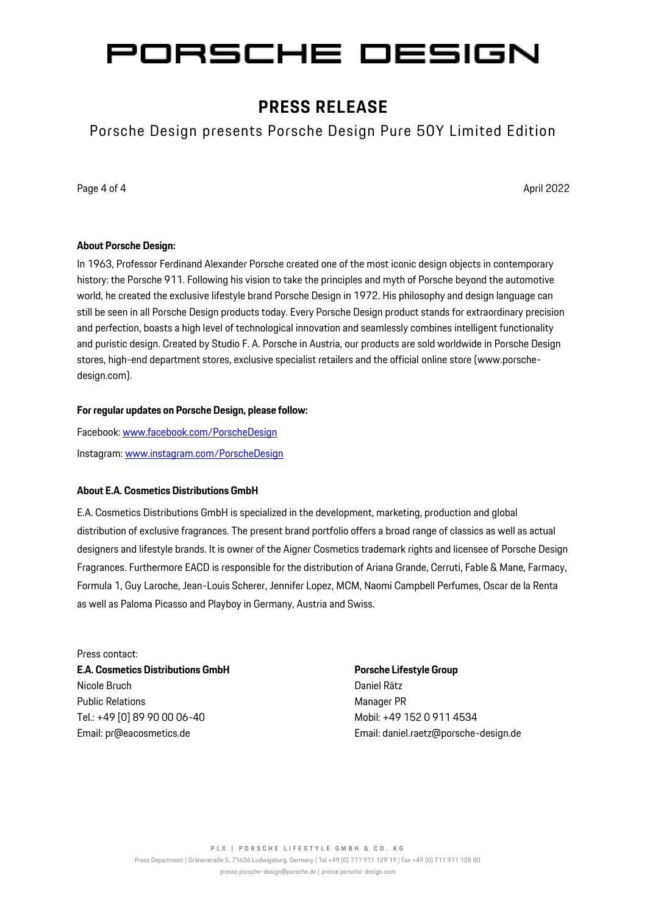**About Porsche Design:**

In 1963, Professor Ferdinand Alexander Porsche created one of the most iconic design objects in contemporary history: the Porsche 911. Following his vision to take the principles and myth of Porsche beyond the automotive world, he created the exclusive lifestyle brand Porsche Design in 1972. His philosophy and design language can still be seen in all Porsche Design products today. Every Porsche Design product stands for extraordinary precision and perfection, boasts a high level of technological innovation and seamlessly combines intelligent functionality and puristic design. Created by Studio F. A. Porsche in Austria, our products are sold worldwide in Porsche Design stores, high-end department stores, exclusive specialist retailers and the official online store (www.porsche-design.com).

**For regular updates on Porsche Design, please follow:**

Facebook: [www.facebook.com/PorscheDesign](www.facebook.com/PorscheDesign)

Instagram: [www.instagram.com/PorscheDesign](www.instagram.com/PorscheDesign)

**About E.A. Cosmetics Distributions GmbH**

E.A. Cosmetics Distributions GmbH is specialized in the development, marketing, production and global distribution of exclusive fragrances. The present brand portfolio offers a broad range of classics as well as actual designers and lifestyle brands. It is owner of the Aigner Cosmetics trademark rights and licensee of Porsche Design Fragrances. Furthermore EACD is responsible for the distribution of Ariana Grande, Cerruti, Fable & Mane, Farmacy, Formula 1, Guy Laroche, Jean-Louis Scherer, Jennifer Lopez, MCM, Naomi Campbell Perfumes, Oscar de la Renta as well as Paloma Picasso and Playboy in Germany, Austria and Swiss.

Press contact:

**E.A. Cosmetics Distributions GmbH**
Nicole Bruch
Public Relations
Tel.: +49 [0] 89 90 00 06-40
Email: pr@eacosmetics.de

**Porsche Lifestyle Group**
Daniel Rätz
Manager PR
Mobil: +49 152 0 911 4534
Email: daniel.raetz@porsche-design.de